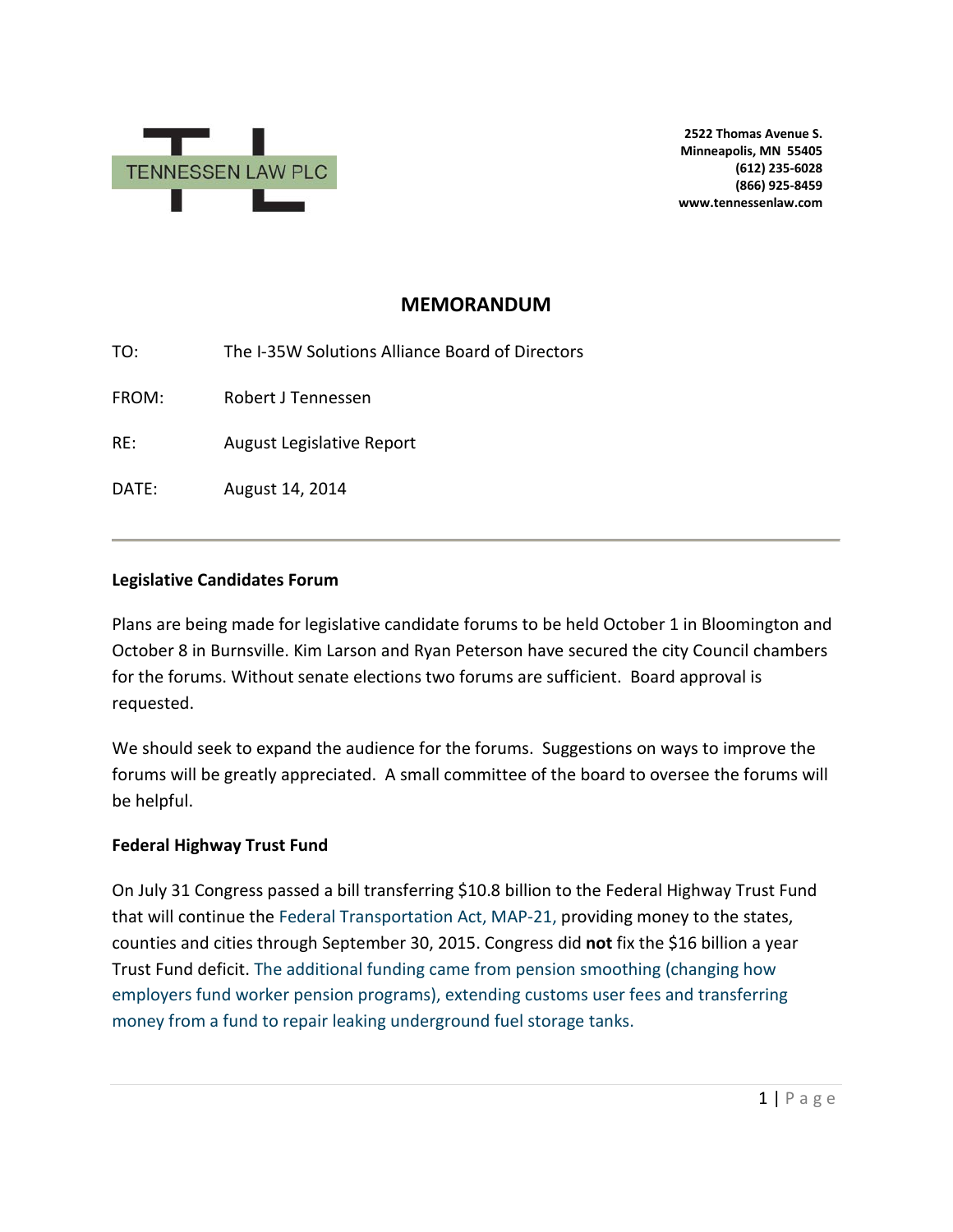TENNESSEN LAW PLC

**2522 Thomas Avenue S.**
**Minneapolis, MN 55405**
**(612) 235-6028**
**(866) 925-8459**
**www.tennessenlaw.com**

# MEMORANDUM

TO: The I-35W Solutions Alliance Board of Directors

FROM: Robert J Tennessen

RE: August Legislative Report

DATE: August 14, 2014

---

**Legislative Candidates Forum**

Plans are being made for legislative candidate forums to be held October 1 in Bloomington and October 8 in Burnsville. Kim Larson and Ryan Peterson have secured the city Council chambers for the forums. Without senate elections two forums are sufficient. Board approval is requested.

We should seek to expand the audience for the forums. Suggestions on ways to improve the forums will be greatly appreciated. A small committee of the board to oversee the forums will be helpful.

**Federal Highway Trust Fund**

On July 31 Congress passed a bill transferring $10.8 billion to the Federal Highway Trust Fund that will continue the Federal Transportation Act, MAP-21, providing money to the states, counties and cities through September 30, 2015. Congress did **not** fix the $16 billion a year Trust Fund deficit. The additional funding came from pension smoothing (changing how employers fund worker pension programs), extending customs user fees and transferring money from a fund to repair leaking underground fuel storage tanks.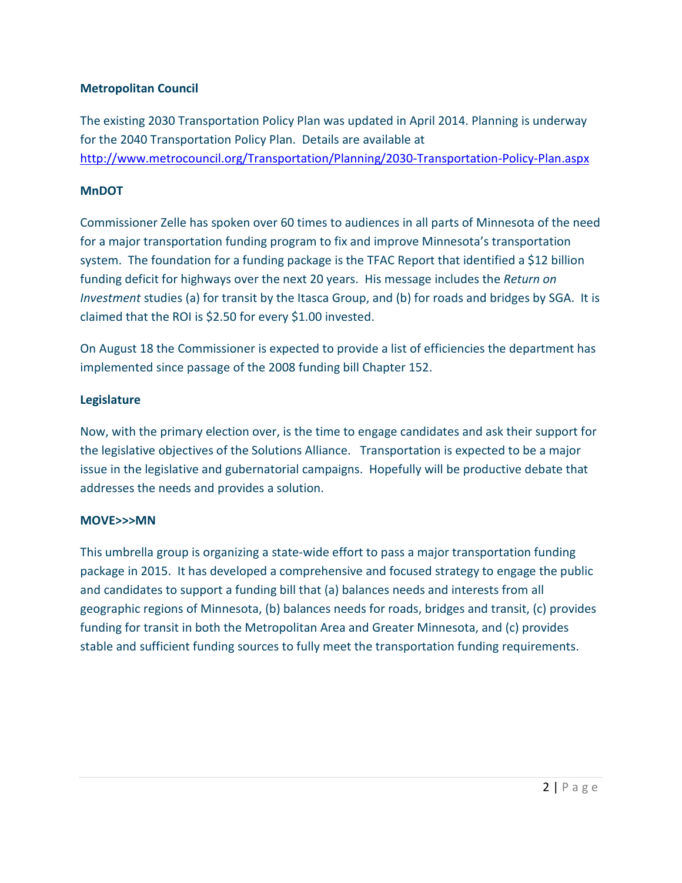**Metropolitan Council**

The existing 2030 Transportation Policy Plan was updated in April 2014. Planning is underway for the 2040 Transportation Policy Plan. Details are available at http://www.metrocouncil.org/Transportation/Planning/2030-Transportation-Policy-Plan.aspx

**MnDOT**

Commissioner Zelle has spoken over 60 times to audiences in all parts of Minnesota of the need for a major transportation funding program to fix and improve Minnesota's transportation system. The foundation for a funding package is the TFAC Report that identified a $12 billion funding deficit for highways over the next 20 years. His message includes the *Return on Investment* studies (a) for transit by the Itasca Group, and (b) for roads and bridges by SGA. It is claimed that the ROI is $2.50 for every $1.00 invested.

On August 18 the Commissioner is expected to provide a list of efficiencies the department has implemented since passage of the 2008 funding bill Chapter 152.

**Legislature**

Now, with the primary election over, is the time to engage candidates and ask their support for the legislative objectives of the Solutions Alliance. Transportation is expected to be a major issue in the legislative and gubernatorial campaigns. Hopefully will be productive debate that addresses the needs and provides a solution.

**MOVE>>>MN**

This umbrella group is organizing a state-wide effort to pass a major transportation funding package in 2015. It has developed a comprehensive and focused strategy to engage the public and candidates to support a funding bill that (a) balances needs and interests from all geographic regions of Minnesota, (b) balances needs for roads, bridges and transit, (c) provides funding for transit in both the Metropolitan Area and Greater Minnesota, and (c) provides stable and sufficient funding sources to fully meet the transportation funding requirements.